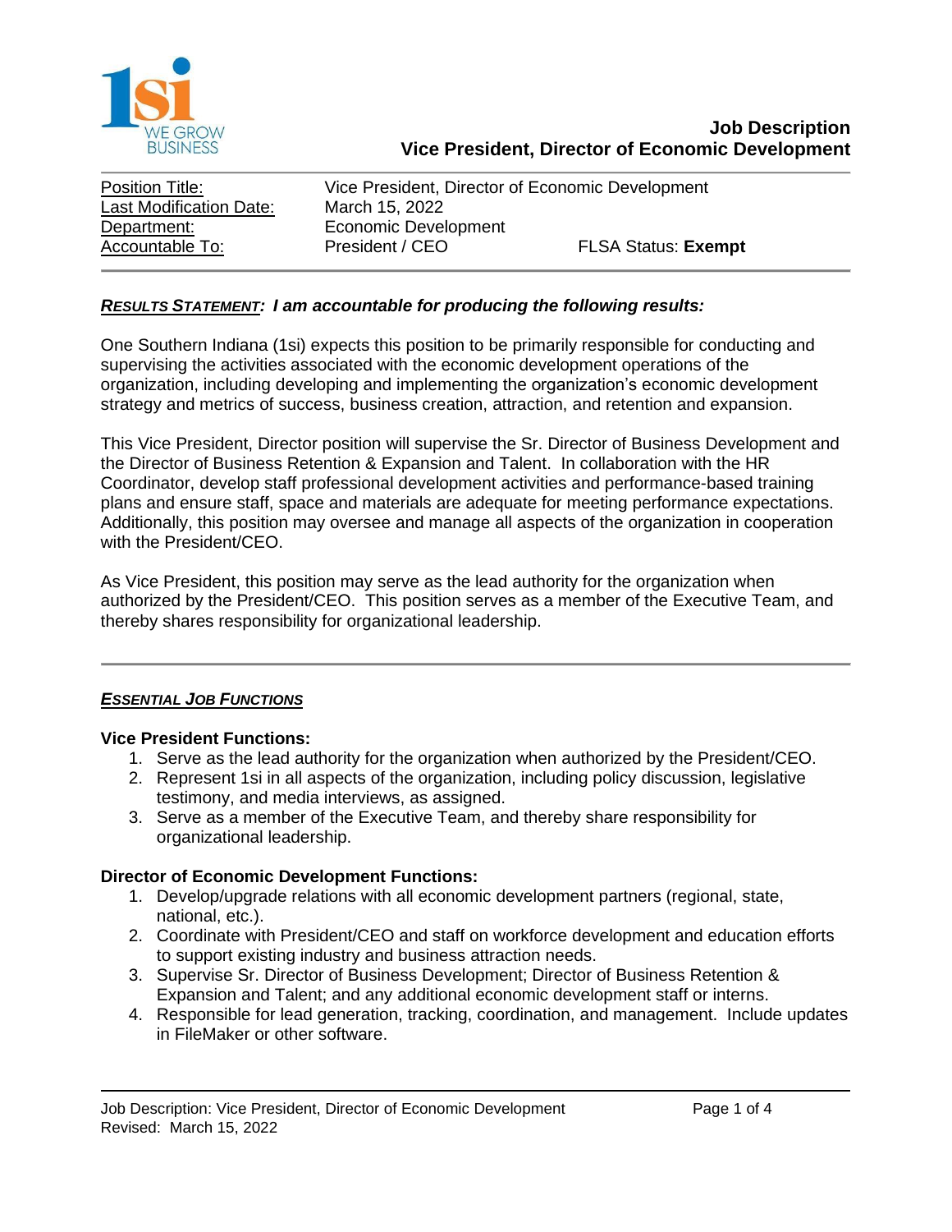# Job Description
## Vice President, Director of Economic Development

| Position Title: | Vice President, Director of Economic Development | |
|---|---|---|
| Last Modification Date: | March 15, 2022 | |
| Department: | Economic Development | |
| Accountable To: | President / CEO | FLSA Status: **Exempt** |

***RESULTS STATEMENT: I am accountable for producing the following results:***

One Southern Indiana (1si) expects this position to be primarily responsible for conducting and supervising the activities associated with the economic development operations of the organization, including developing and implementing the organization's economic development strategy and metrics of success, business creation, attraction, and retention and expansion.

This Vice President, Director position will supervise the Sr. Director of Business Development and the Director of Business Retention & Expansion and Talent. In collaboration with the HR Coordinator, develop staff professional development activities and performance-based training plans and ensure staff, space and materials are adequate for meeting performance expectations. Additionally, this position may oversee and manage all aspects of the organization in cooperation with the President/CEO.

As Vice President, this position may serve as the lead authority for the organization when authorized by the President/CEO. This position serves as a member of the Executive Team, and thereby shares responsibility for organizational leadership.

---

***ESSENTIAL JOB FUNCTIONS***

**Vice President Functions:**

1. Serve as the lead authority for the organization when authorized by the President/CEO.
2. Represent 1si in all aspects of the organization, including policy discussion, legislative testimony, and media interviews, as assigned.
3. Serve as a member of the Executive Team, and thereby share responsibility for organizational leadership.

**Director of Economic Development Functions:**

1. Develop/upgrade relations with all economic development partners (regional, state, national, etc.).
2. Coordinate with President/CEO and staff on workforce development and education efforts to support existing industry and business attraction needs.
3. Supervise Sr. Director of Business Development; Director of Business Retention & Expansion and Talent; and any additional economic development staff or interns.
4. Responsible for lead generation, tracking, coordination, and management. Include updates in FileMaker or other software.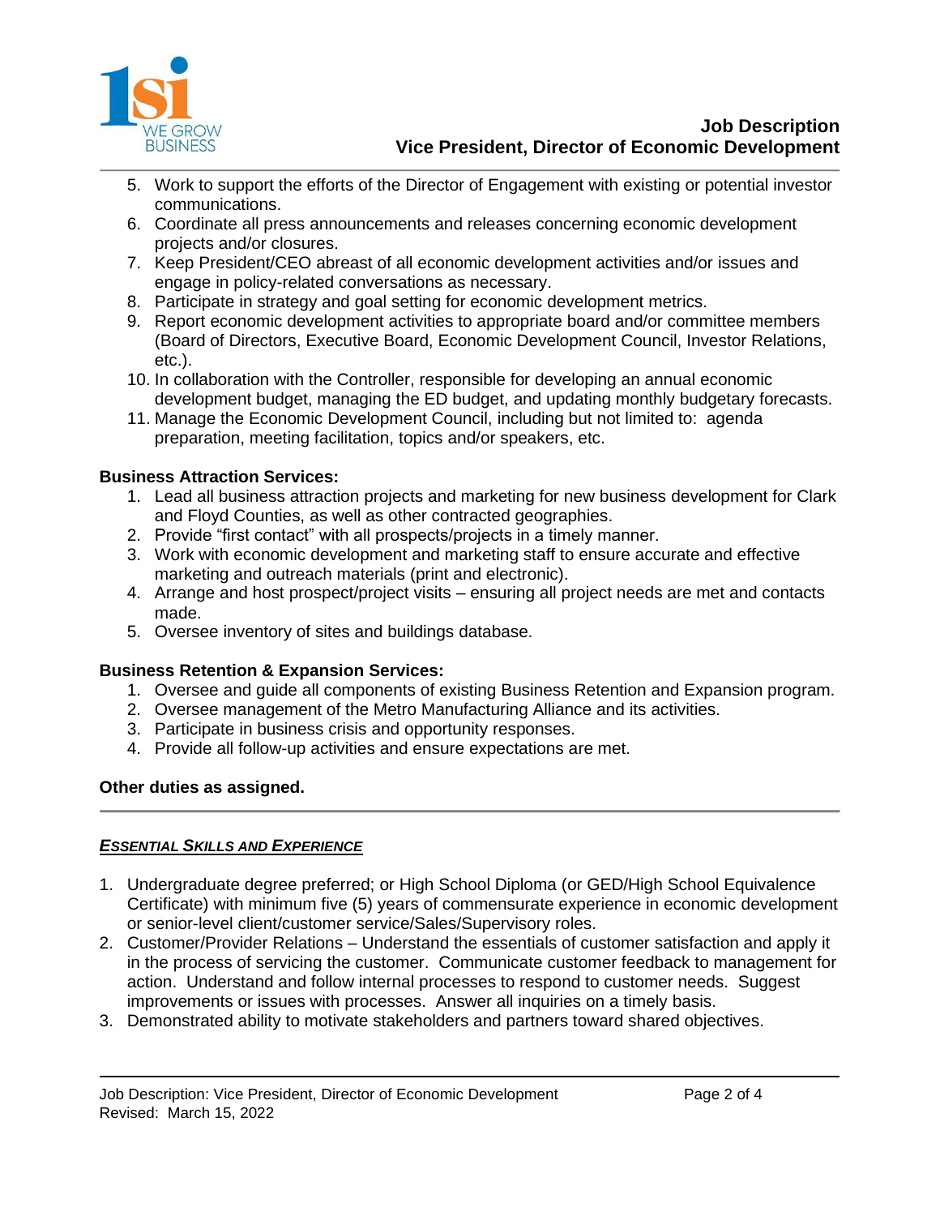5. Work to support the efforts of the Director of Engagement with existing or potential investor communications.
6. Coordinate all press announcements and releases concerning economic development projects and/or closures.
7. Keep President/CEO abreast of all economic development activities and/or issues and engage in policy-related conversations as necessary.
8. Participate in strategy and goal setting for economic development metrics.
9. Report economic development activities to appropriate board and/or committee members (Board of Directors, Executive Board, Economic Development Council, Investor Relations, etc.).
10. In collaboration with the Controller, responsible for developing an annual economic development budget, managing the ED budget, and updating monthly budgetary forecasts.
11. Manage the Economic Development Council, including but not limited to: agenda preparation, meeting facilitation, topics and/or speakers, etc.

**Business Attraction Services:**

1. Lead all business attraction projects and marketing for new business development for Clark and Floyd Counties, as well as other contracted geographies.
2. Provide "first contact" with all prospects/projects in a timely manner.
3. Work with economic development and marketing staff to ensure accurate and effective marketing and outreach materials (print and electronic).
4. Arrange and host prospect/project visits – ensuring all project needs are met and contacts made.
5. Oversee inventory of sites and buildings database.

**Business Retention & Expansion Services:**

1. Oversee and guide all components of existing Business Retention and Expansion program.
2. Oversee management of the Metro Manufacturing Alliance and its activities.
3. Participate in business crisis and opportunity responses.
4. Provide all follow-up activities and ensure expectations are met.

**Other duties as assigned.**

---

## ***Essential Skills and Experience***

1. Undergraduate degree preferred; or High School Diploma (or GED/High School Equivalence Certificate) with minimum five (5) years of commensurate experience in economic development or senior-level client/customer service/Sales/Supervisory roles.
2. Customer/Provider Relations – Understand the essentials of customer satisfaction and apply it in the process of servicing the customer. Communicate customer feedback to management for action. Understand and follow internal processes to respond to customer needs. Suggest improvements or issues with processes. Answer all inquiries on a timely basis.
3. Demonstrated ability to motivate stakeholders and partners toward shared objectives.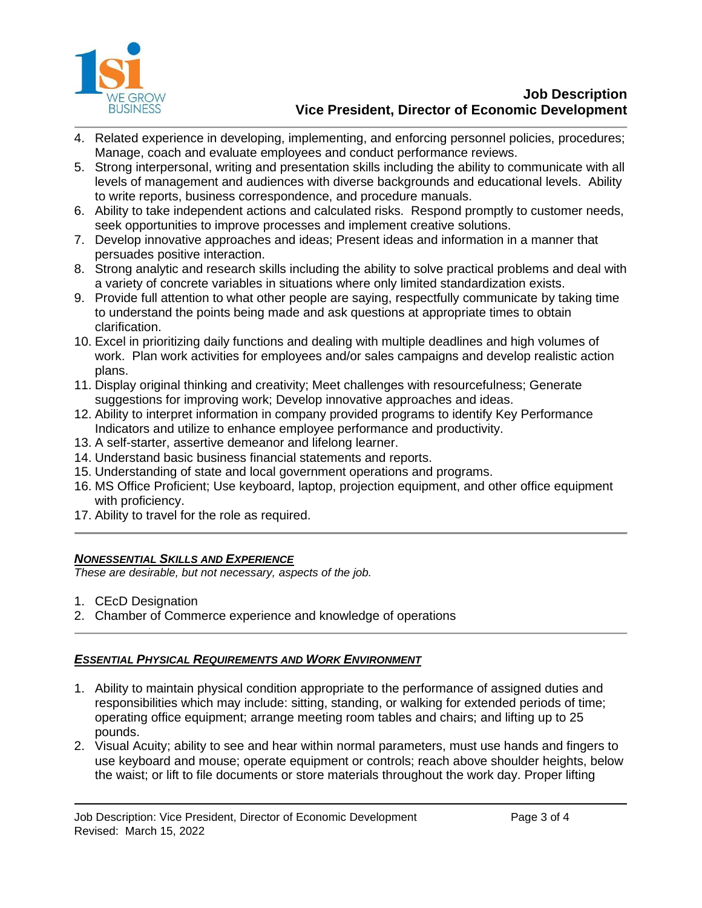4. Related experience in developing, implementing, and enforcing personnel policies, procedures; Manage, coach and evaluate employees and conduct performance reviews.
5. Strong interpersonal, writing and presentation skills including the ability to communicate with all levels of management and audiences with diverse backgrounds and educational levels. Ability to write reports, business correspondence, and procedure manuals.
6. Ability to take independent actions and calculated risks. Respond promptly to customer needs, seek opportunities to improve processes and implement creative solutions.
7. Develop innovative approaches and ideas; Present ideas and information in a manner that persuades positive interaction.
8. Strong analytic and research skills including the ability to solve practical problems and deal with a variety of concrete variables in situations where only limited standardization exists.
9. Provide full attention to what other people are saying, respectfully communicate by taking time to understand the points being made and ask questions at appropriate times to obtain clarification.
10. Excel in prioritizing daily functions and dealing with multiple deadlines and high volumes of work. Plan work activities for employees and/or sales campaigns and develop realistic action plans.
11. Display original thinking and creativity; Meet challenges with resourcefulness; Generate suggestions for improving work; Develop innovative approaches and ideas.
12. Ability to interpret information in company provided programs to identify Key Performance Indicators and utilize to enhance employee performance and productivity.
13. A self-starter, assertive demeanor and lifelong learner.
14. Understand basic business financial statements and reports.
15. Understanding of state and local government operations and programs.
16. MS Office Proficient; Use keyboard, laptop, projection equipment, and other office equipment with proficiency.
17. Ability to travel for the role as required.

---

## ***Nonessential Skills and Experience***

*These are desirable, but not necessary, aspects of the job.*

1. CEcD Designation
2. Chamber of Commerce experience and knowledge of operations

---

## ***Essential Physical Requirements and Work Environment***

1. Ability to maintain physical condition appropriate to the performance of assigned duties and responsibilities which may include: sitting, standing, or walking for extended periods of time; operating office equipment; arrange meeting room tables and chairs; and lifting up to 25 pounds.
2. Visual Acuity; ability to see and hear within normal parameters, must use hands and fingers to use keyboard and mouse; operate equipment or controls; reach above shoulder heights, below the waist; or lift to file documents or store materials throughout the work day. Proper lifting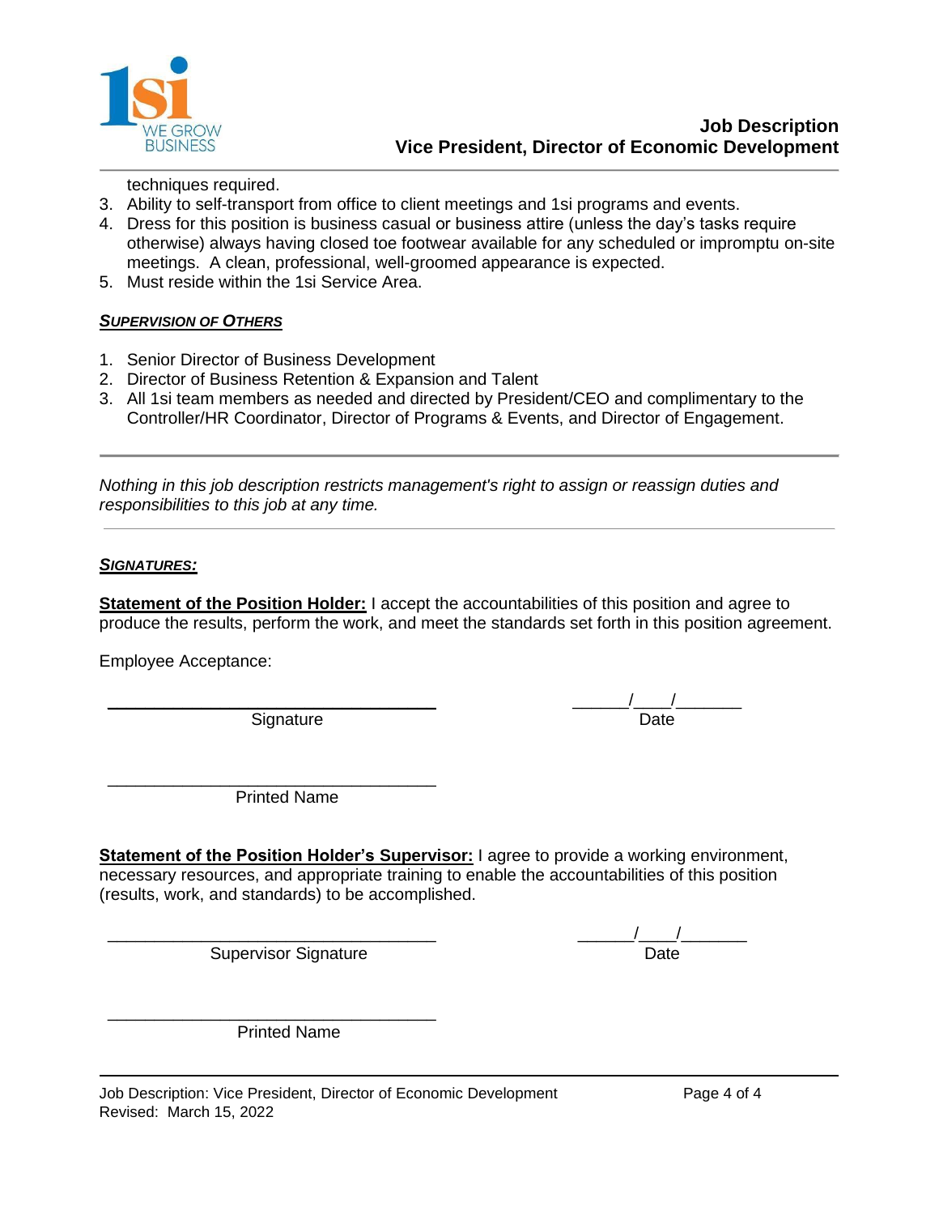techniques required.

3. Ability to self-transport from office to client meetings and 1si programs and events.
4. Dress for this position is business casual or business attire (unless the day's tasks require otherwise) always having closed toe footwear available for any scheduled or impromptu on-site meetings. A clean, professional, well-groomed appearance is expected.
5. Must reside within the 1si Service Area.

***SUPERVISION OF OTHERS***

1. Senior Director of Business Development
2. Director of Business Retention & Expansion and Talent
3. All 1si team members as needed and directed by President/CEO and complimentary to the Controller/HR Coordinator, Director of Programs & Events, and Director of Engagement.

---

*Nothing in this job description restricts management's right to assign or reassign duties and responsibilities to this job at any time.*

---

***SIGNATURES:***

**Statement of the Position Holder:** I accept the accountabilities of this position and agree to produce the results, perform the work, and meet the standards set forth in this position agreement.

Employee Acceptance:

\_\_\_\_\_\_\_\_\_\_\_\_\_\_\_\_\_\_\_\_\_\_\_\_\_\_\_\_\_\_\_\_\_\_\_\_ Signature

\_\_\_\_\_\_/\_\_\_\_/\_\_\_\_\_\_\_ Date

\_\_\_\_\_\_\_\_\_\_\_\_\_\_\_\_\_\_\_\_\_\_\_\_\_\_\_\_\_\_\_\_\_\_\_\_ Printed Name

**Statement of the Position Holder's Supervisor:** I agree to provide a working environment, necessary resources, and appropriate training to enable the accountabilities of this position (results, work, and standards) to be accomplished.

\_\_\_\_\_\_\_\_\_\_\_\_\_\_\_\_\_\_\_\_\_\_\_\_\_\_\_\_\_\_\_\_\_\_\_\_ Supervisor Signature

\_\_\_\_\_\_/\_\_\_\_/\_\_\_\_\_\_\_ Date

\_\_\_\_\_\_\_\_\_\_\_\_\_\_\_\_\_\_\_\_\_\_\_\_\_\_\_\_\_\_\_\_\_\_\_\_ Printed Name